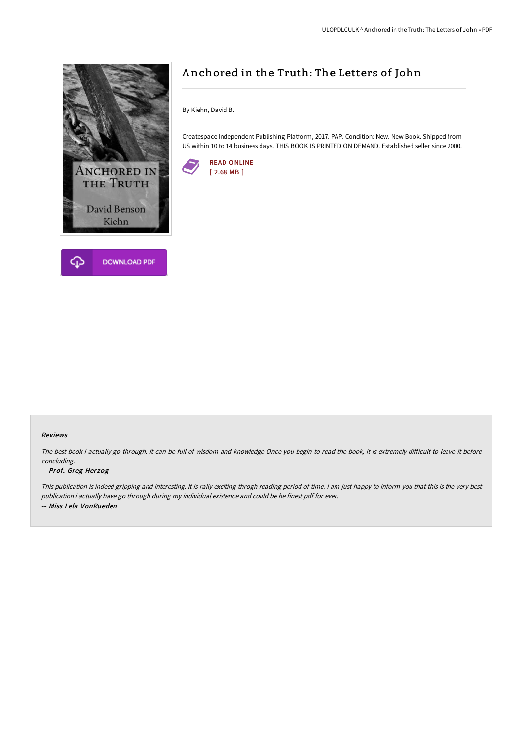# Anchored in the Truth: The Letters of John

By Kiehn, David B.

Createspace Independent Publishing Platform, 2017. PAP. Condition: New. New Book. Shipped from US within 10 to 14 business days. THIS BOOK IS PRINTED ON DEMAND. Established seller since 2000.

READ ONLINE
[ 2.68 MB ]

DOWNLOAD PDF

### Reviews

*The best book i actually go through. It can be full of wisdom and knowledge Once you begin to read the book, it is extremely difficult to leave it before concluding.*

*-- Prof. Greg Herzog*

*This publication is indeed gripping and interesting. It is rally exciting throgh reading period of time. I am just happy to inform you that this is the very best publication i actually have go through during my individual existence and could be he finest pdf for ever.*

*-- Miss Lela VonRueden*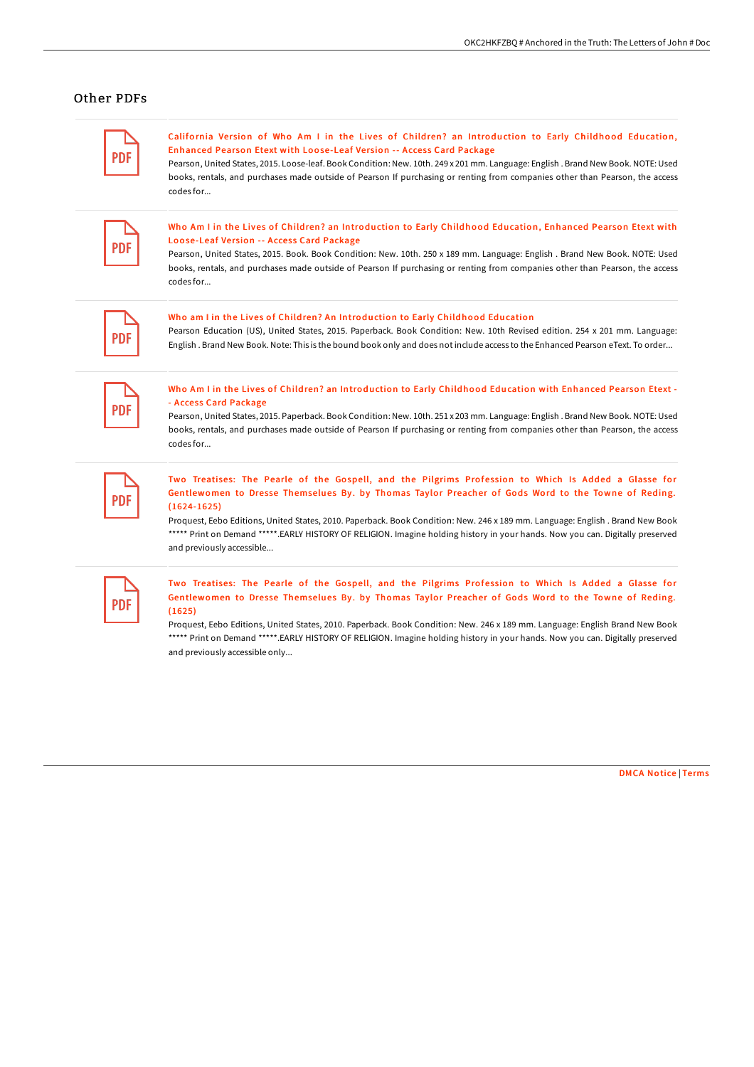## Other PDFs

**California Version of Who Am I in the Lives of Children? an Introduction to Early Childhood Education, Enhanced Pearson Etext with Loose-Leaf Version -- Access Card Package**

Pearson, United States, 2015. Loose-leaf. Book Condition: New. 10th. 249 x 201 mm. Language: English . Brand New Book. NOTE: Used books, rentals, and purchases made outside of Pearson If purchasing or renting from companies other than Pearson, the access codes for...

**Who Am I in the Lives of Children? an Introduction to Early Childhood Education, Enhanced Pearson Etext with Loose-Leaf Version -- Access Card Package**

Pearson, United States, 2015. Book. Book Condition: New. 10th. 250 x 189 mm. Language: English . Brand New Book. NOTE: Used books, rentals, and purchases made outside of Pearson If purchasing or renting from companies other than Pearson, the access codes for...

**Who am I in the Lives of Children? An Introduction to Early Childhood Education**

Pearson Education (US), United States, 2015. Paperback. Book Condition: New. 10th Revised edition. 254 x 201 mm. Language: English . Brand New Book. Note: This is the bound book only and does not include access to the Enhanced Pearson eText. To order...

**Who Am I in the Lives of Children? an Introduction to Early Childhood Education with Enhanced Pearson Etext -- Access Card Package**

Pearson, United States, 2015. Paperback. Book Condition: New. 10th. 251 x 203 mm. Language: English . Brand New Book. NOTE: Used books, rentals, and purchases made outside of Pearson If purchasing or renting from companies other than Pearson, the access codes for...

**Two Treatises: The Pearle of the Gospell, and the Pilgrims Profession to Which Is Added a Glasse for Gentlewomen to Dresse Themselues By. by Thomas Taylor Preacher of Gods Word to the Towne of Reding. (1624-1625)**

Proquest, Eebo Editions, United States, 2010. Paperback. Book Condition: New. 246 x 189 mm. Language: English . Brand New Book ***** Print on Demand *****.EARLY HISTORY OF RELIGION. Imagine holding history in your hands. Now you can. Digitally preserved and previously accessible...

**Two Treatises: The Pearle of the Gospell, and the Pilgrims Profession to Which Is Added a Glasse for Gentlewomen to Dresse Themselues By. by Thomas Taylor Preacher of Gods Word to the Towne of Reding. (1625)**

Proquest, Eebo Editions, United States, 2010. Paperback. Book Condition: New. 246 x 189 mm. Language: English Brand New Book ***** Print on Demand *****.EARLY HISTORY OF RELIGION. Imagine holding history in your hands. Now you can. Digitally preserved and previously accessible only...

DMCA Notice | Terms